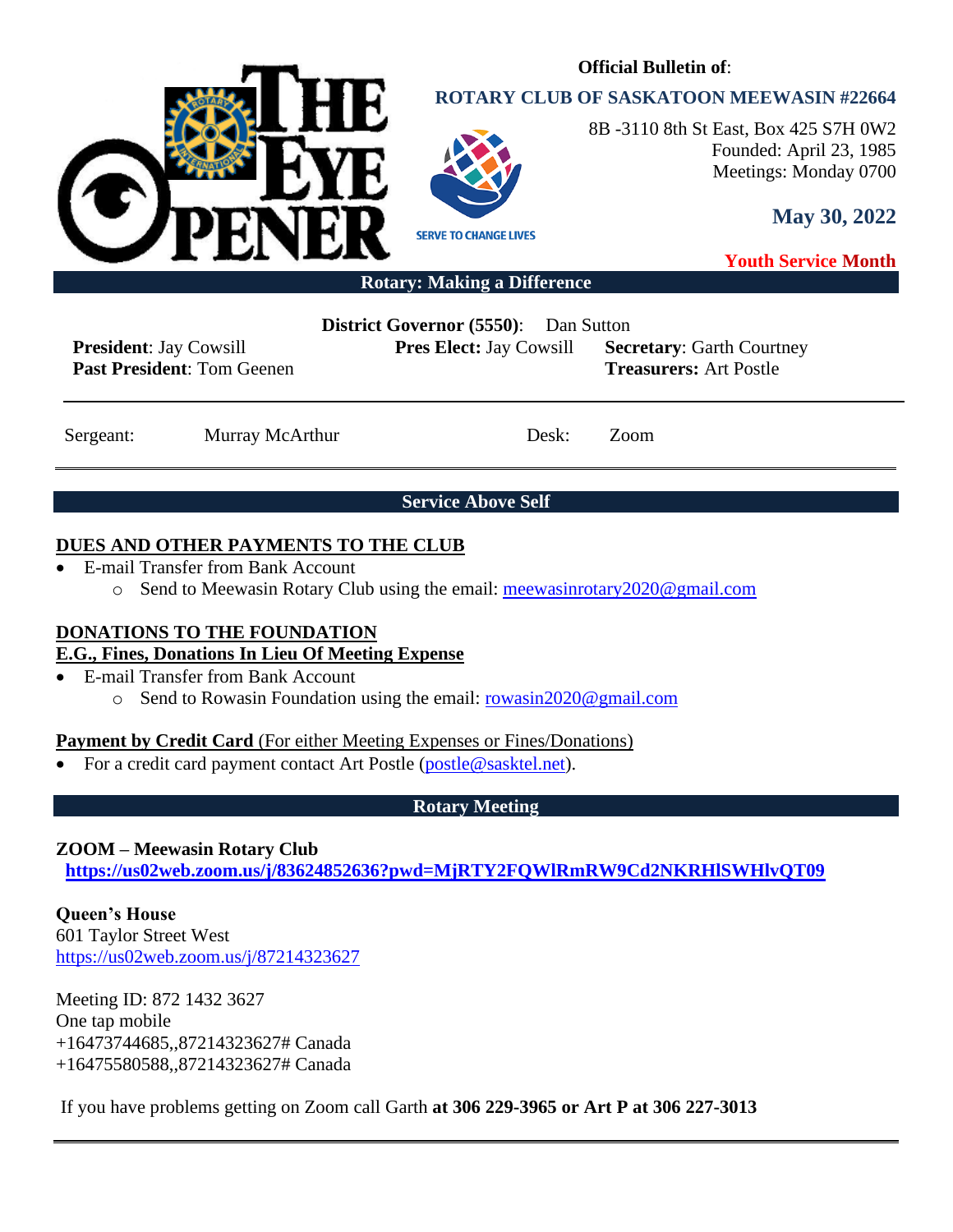# THE EYE OPENER

**Official Bulletin of**:

**ROTARY CLUB OF SASKATOON MEEWASIN #22664**

SERVE TO CHANGE LIVES

8B -3110 8th St East, Box 425 S7H 0W2
Founded: April 23, 1985
Meetings: Monday 0700

**May 30, 2022**

**Youth Service Month**

**Rotary: Making a Difference**

**District Governor (5550)**: Dan Sutton

**President**: Jay Cowsill
**Past President**: Tom Geenen

**Pres Elect:** Jay Cowsill

**Secretary**: Garth Courtney
**Treasurers:** Art Postle

Sergeant: Murray McArthur

Desk: Zoom

**Service Above Self**

## DUES AND OTHER PAYMENTS TO THE CLUB

- E-mail Transfer from Bank Account
  - Send to Meewasin Rotary Club using the email: meewasinrotary2020@gmail.com

## DONATIONS TO THE FOUNDATION
## E.G., Fines, Donations In Lieu Of Meeting Expense

- E-mail Transfer from Bank Account
  - Send to Rowasin Foundation using the email: rowasin2020@gmail.com

**Payment by Credit Card** (For either Meeting Expenses or Fines/Donations)

- For a credit card payment contact Art Postle (postle@sasktel.net).

**Rotary Meeting**

**ZOOM – Meewasin Rotary Club**
**https://us02web.zoom.us/j/83624852636?pwd=MjRTY2FQWlRmRW9Cd2NKRHlSWHlvQT09**

**Queen's House**
601 Taylor Street West
https://us02web.zoom.us/j/87214323627

Meeting ID: 872 1432 3627
One tap mobile
+16473744685,,87214323627# Canada
+16475580588,,87214323627# Canada

If you have problems getting on Zoom call Garth **at 306 229-3965 or Art P at 306 227-3013**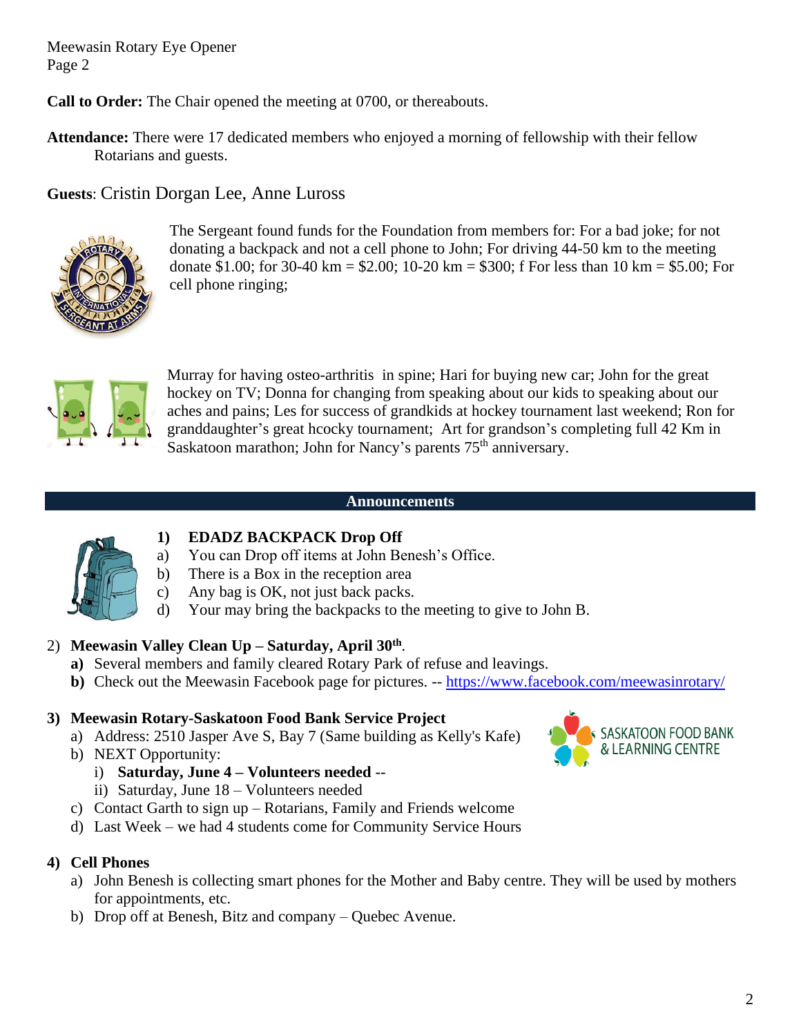**Call to Order:** The Chair opened the meeting at 0700, or thereabouts.

**Attendance:** There were 17 dedicated members who enjoyed a morning of fellowship with their fellow Rotarians and guests.

**Guests**: Cristin Dorgan Lee, Anne Luross

The Sergeant found funds for the Foundation from members for: For a bad joke; for not donating a backpack and not a cell phone to John; For driving 44-50 km to the meeting donate $1.00; for 30-40 km = $2.00; 10-20 km = $300; f For less than 10 km = $5.00; For cell phone ringing;

Murray for having osteo-arthritis in spine; Hari for buying new car; John for the great hockey on TV; Donna for changing from speaking about our kids to speaking about our aches and pains; Les for success of grandkids at hockey tournament last weekend; Ron for granddaughter's great hcocky tournament; Art for grandson's completing full 42 Km in Saskatoon marathon; John for Nancy's parents 75th anniversary.

## Announcements

1) **EDADZ BACKPACK Drop Off**
   a) You can Drop off items at John Benesh's Office.
   b) There is a Box in the reception area
   c) Any bag is OK, not just back packs.
   d) Your may bring the backpacks to the meeting to give to John B.

2) **Meewasin Valley Clean Up – Saturday, April 30th**.
   **a)** Several members and family cleared Rotary Park of refuse and leavings.
   **b)** Check out the Meewasin Facebook page for pictures. -- https://www.facebook.com/meewasinrotary/

3) **Meewasin Rotary-Saskatoon Food Bank Service Project**
   a) Address: 2510 Jasper Ave S, Bay 7 (Same building as Kelly's Kafe)
   b) NEXT Opportunity:
      i) **Saturday, June 4 – Volunteers needed** --
      ii) Saturday, June 18 – Volunteers needed
   c) Contact Garth to sign up – Rotarians, Family and Friends welcome
   d) Last Week – we had 4 students come for Community Service Hours

SASKATOON FOOD BANK & LEARNING CENTRE

4) **Cell Phones**
   a) John Benesh is collecting smart phones for the Mother and Baby centre. They will be used by mothers for appointments, etc.
   b) Drop off at Benesh, Bitz and company – Quebec Avenue.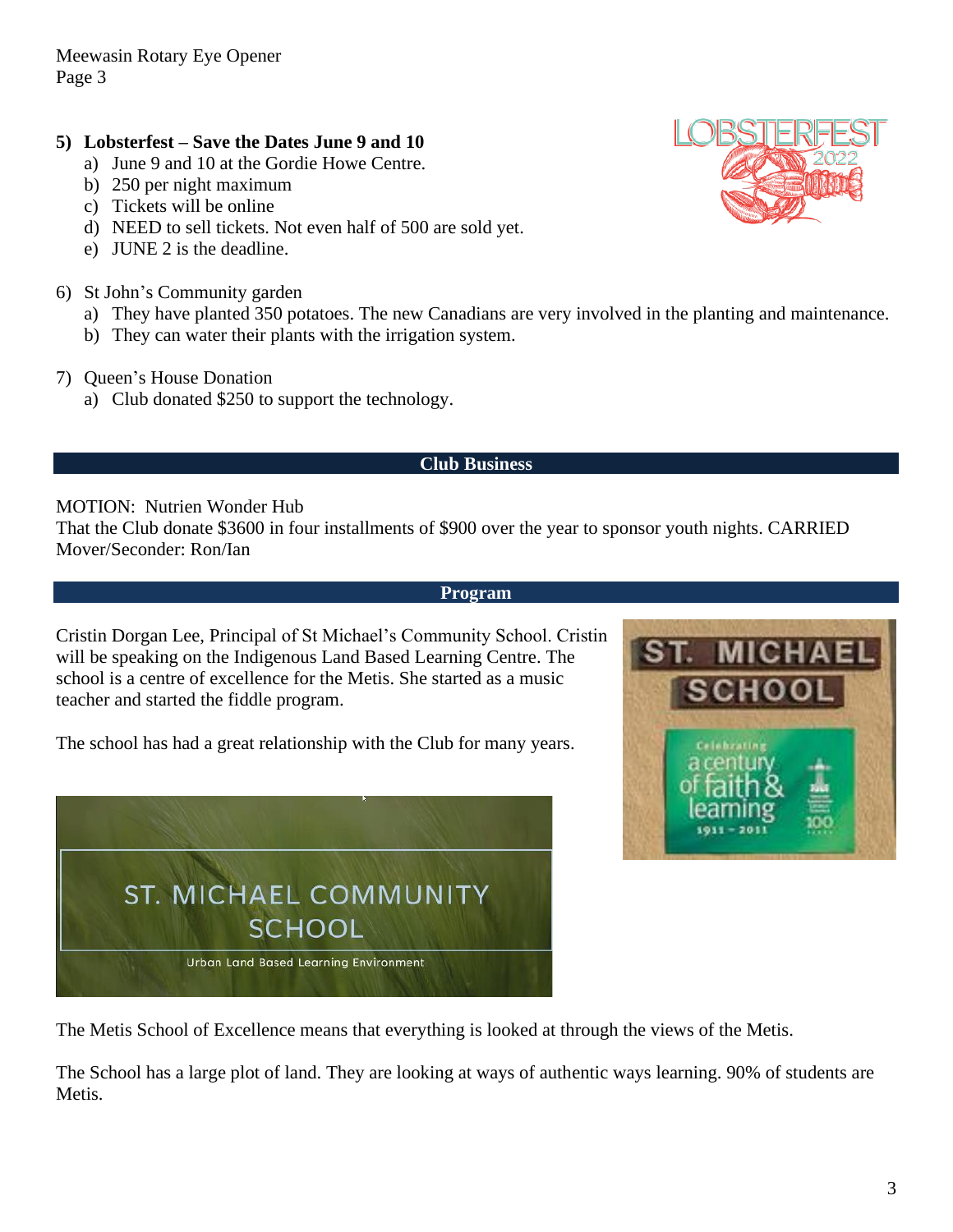**5) Lobsterfest – Save the Dates June 9 and 10**

a) June 9 and 10 at the Gordie Howe Centre.
b) 250 per night maximum
c) Tickets will be online
d) NEED to sell tickets. Not even half of 500 are sold yet.
e) JUNE 2 is the deadline.

6) St John's Community garden

a) They have planted 350 potatoes. The new Canadians are very involved in the planting and maintenance.
b) They can water their plants with the irrigation system.

7) Queen's House Donation

a) Club donated $250 to support the technology.

## Club Business

MOTION: Nutrien Wonder Hub
That the Club donate $3600 in four installments of $900 over the year to sponsor youth nights. CARRIED
Mover/Seconder: Ron/Ian

## Program

Cristin Dorgan Lee, Principal of St Michael's Community School. Cristin will be speaking on the Indigenous Land Based Learning Centre. The school is a centre of excellence for the Metis. She started as a music teacher and started the fiddle program.

The school has had a great relationship with the Club for many years.

The Metis School of Excellence means that everything is looked at through the views of the Metis.

The School has a large plot of land. They are looking at ways of authentic ways learning. 90% of students are Metis.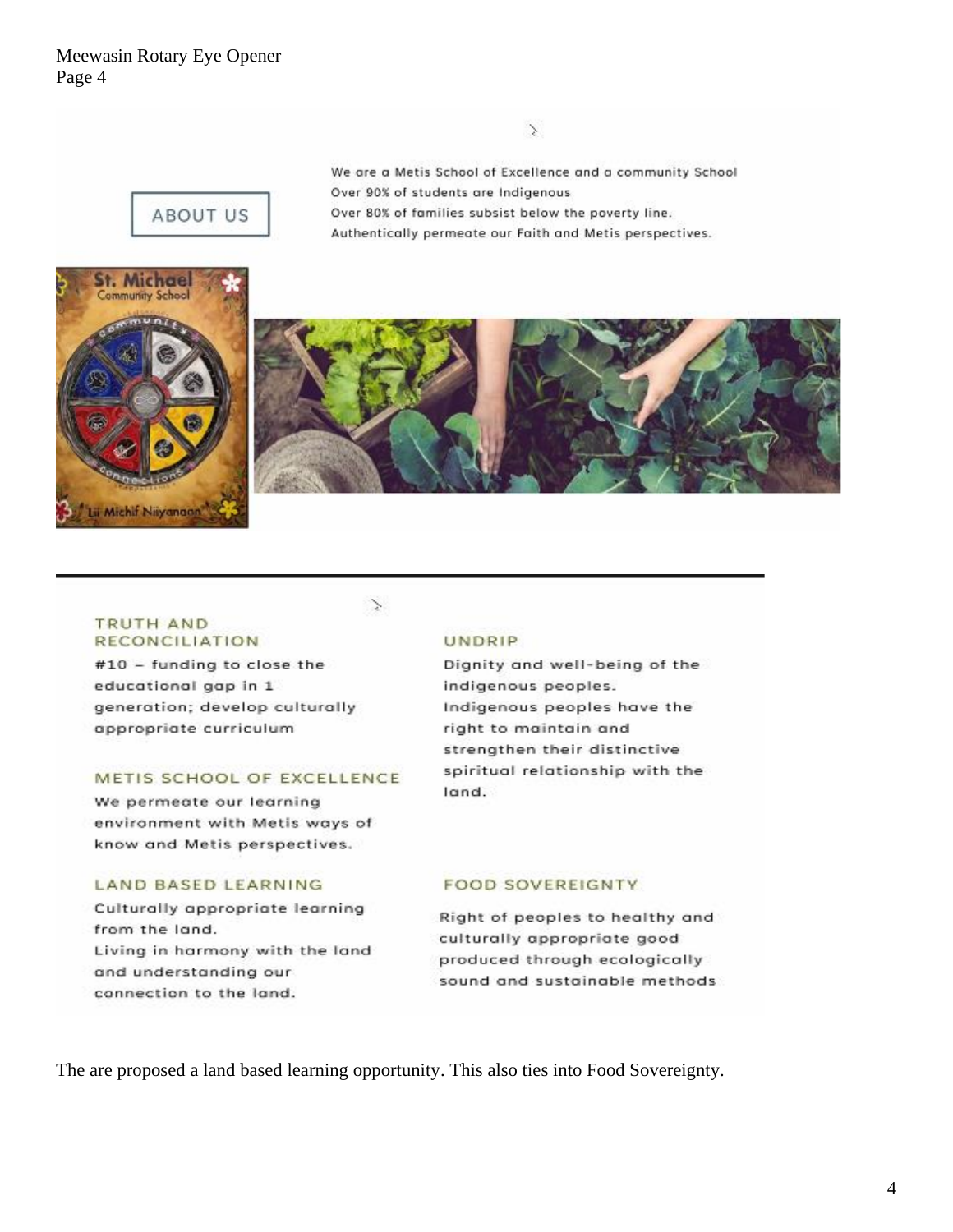## ABOUT US

We are a Metis School of Excellence and a community School
Over 90% of students are Indigenous
Over 80% of families subsist below the poverty line.
Authentically permeate our Faith and Metis perspectives.

St. Michael Community School

Lii Michif Niiyanaan

### TRUTH AND RECONCILIATION

#10 – funding to close the educational gap in 1 generation; develop culturally appropriate curriculum

### METIS SCHOOL OF EXCELLENCE

We permeate our learning environment with Metis ways of know and Metis perspectives.

### LAND BASED LEARNING

Culturally appropriate learning from the land.
Living in harmony with the land and understanding our connection to the land.

### UNDRIP

Dignity and well-being of the indigenous peoples.
Indigenous peoples have the right to maintain and strengthen their distinctive spiritual relationship with the land.

### FOOD SOVEREIGNTY

Right of peoples to healthy and culturally appropriate good produced through ecologically sound and sustainable methods

The are proposed a land based learning opportunity. This also ties into Food Sovereignty.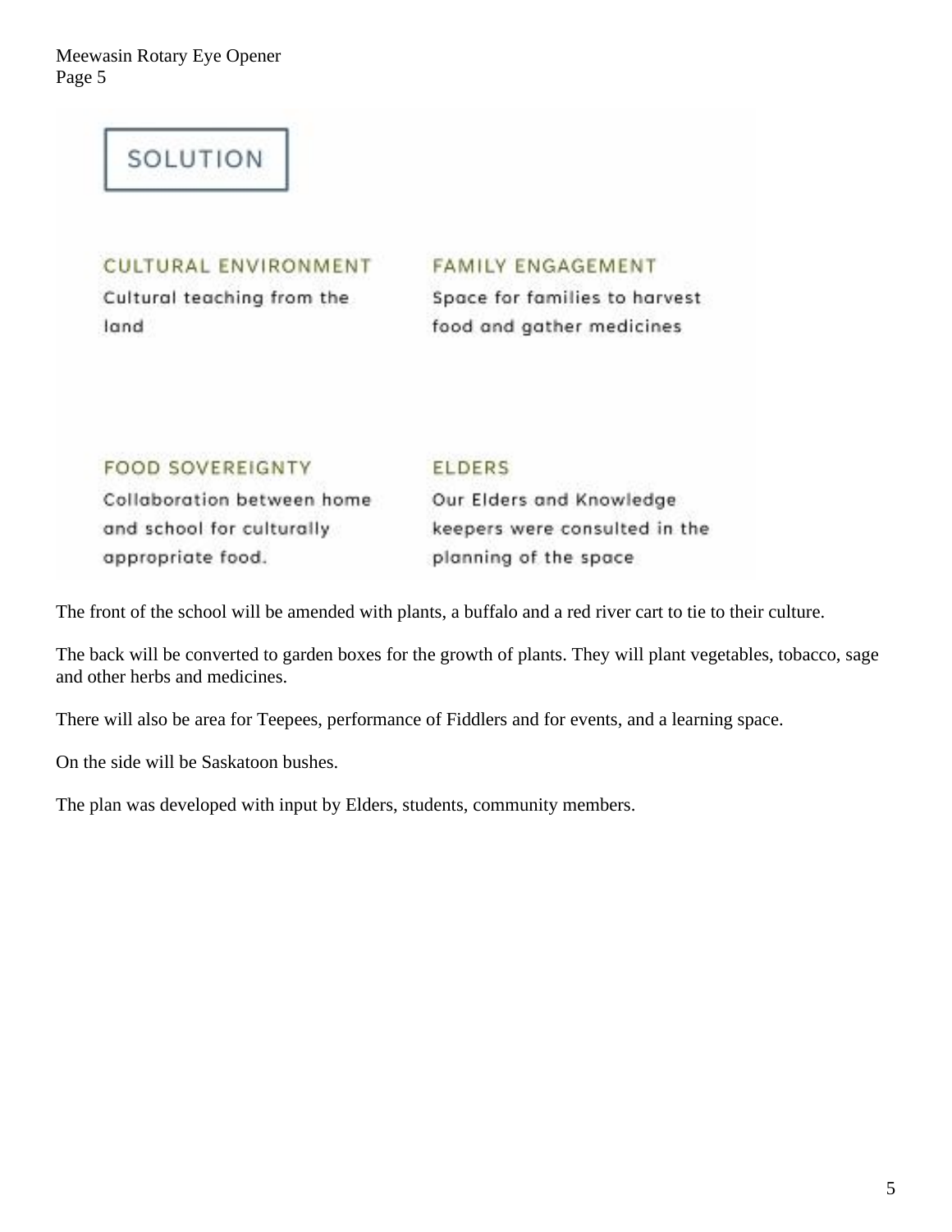## SOLUTION

**CULTURAL ENVIRONMENT**

Cultural teaching from the land

**FAMILY ENGAGEMENT**

Space for families to harvest food and gather medicines

**FOOD SOVEREIGNTY**

Collaboration between home and school for culturally appropriate food.

**ELDERS**

Our Elders and Knowledge keepers were consulted in the planning of the space

The front of the school will be amended with plants, a buffalo and a red river cart to tie to their culture.

The back will be converted to garden boxes for the growth of plants. They will plant vegetables, tobacco, sage and other herbs and medicines.

There will also be area for Teepees, performance of Fiddlers and for events, and a learning space.

On the side will be Saskatoon bushes.

The plan was developed with input by Elders, students, community members.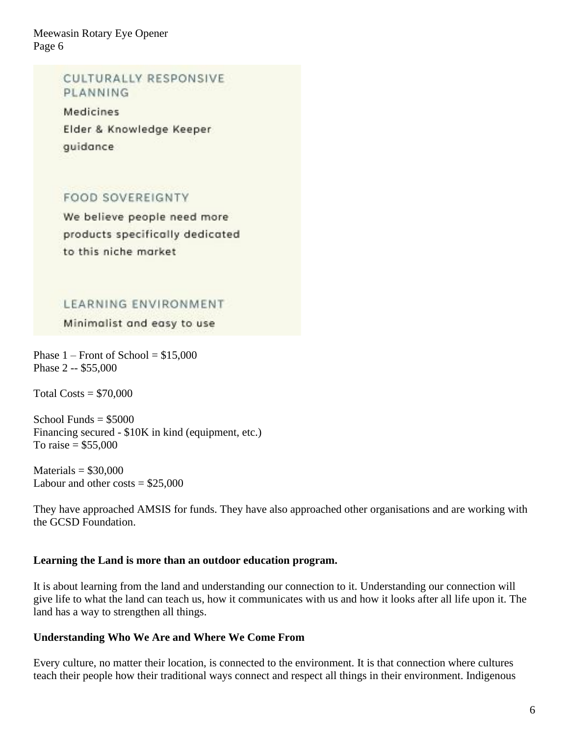CULTURALLY RESPONSIVE PLANNING

Medicines
Elder & Knowledge Keeper guidance

FOOD SOVEREIGNTY

We believe people need more products specifically dedicated to this niche market

LEARNING ENVIRONMENT

Minimalist and easy to use

Phase 1 – Front of School = $15,000
Phase 2 -- $55,000

Total Costs = $70,000

School Funds = $5000
Financing secured - $10K in kind (equipment, etc.)
To raise = $55,000

Materials = $30,000
Labour and other costs = $25,000

They have approached AMSIS for funds. They have also approached other organisations and are working with the GCSD Foundation.

**Learning the Land is more than an outdoor education program.**

It is about learning from the land and understanding our connection to it. Understanding our connection will give life to what the land can teach us, how it communicates with us and how it looks after all life upon it. The land has a way to strengthen all things.

**Understanding Who We Are and Where We Come From**

Every culture, no matter their location, is connected to the environment. It is that connection where cultures teach their people how their traditional ways connect and respect all things in their environment. Indigenous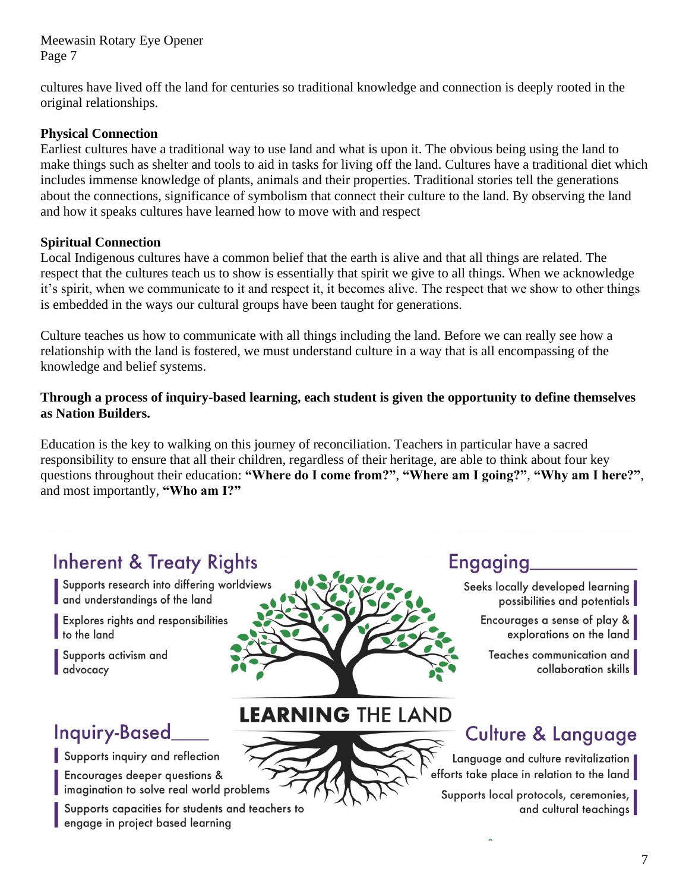cultures have lived off the land for centuries so traditional knowledge and connection is deeply rooted in the original relationships.

**Physical Connection**

Earliest cultures have a traditional way to use land and what is upon it. The obvious being using the land to make things such as shelter and tools to aid in tasks for living off the land. Cultures have a traditional diet which includes immense knowledge of plants, animals and their properties. Traditional stories tell the generations about the connections, significance of symbolism that connect their culture to the land. By observing the land and how it speaks cultures have learned how to move with and respect

**Spiritual Connection**

Local Indigenous cultures have a common belief that the earth is alive and that all things are related. The respect that the cultures teach us to show is essentially that spirit we give to all things. When we acknowledge it's spirit, when we communicate to it and respect it, it becomes alive. The respect that we show to other things is embedded in the ways our cultural groups have been taught for generations.

Culture teaches us how to communicate with all things including the land. Before we can really see how a relationship with the land is fostered, we must understand culture in a way that is all encompassing of the knowledge and belief systems.

**Through a process of inquiry-based learning, each student is given the opportunity to define themselves as Nation Builders.**

Education is the key to walking on this journey of reconciliation. Teachers in particular have a sacred responsibility to ensure that all their children, regardless of their heritage, are able to think about four key questions throughout their education: **"Where do I come from?"**, **"Where am I going?"**, **"Why am I here?"**, and most importantly, **"Who am I?"**

**LEARNING THE LAND**

## Inherent & Treaty Rights

- Supports research into differing worldviews and understandings of the land
- Explores rights and responsibilities to the land
- Supports activism and advocacy

## Engaging

- Seeks locally developed learning possibilities and potentials
- Encourages a sense of play & explorations on the land
- Teaches communication and collaboration skills

## Inquiry-Based

- Supports inquiry and reflection
- Encourages deeper questions & imagination to solve real world problems
- Supports capacities for students and teachers to engage in project based learning

## Culture & Language

- Language and culture revitalization efforts take place in relation to the land
- Supports local protocols, ceremonies, and cultural teachings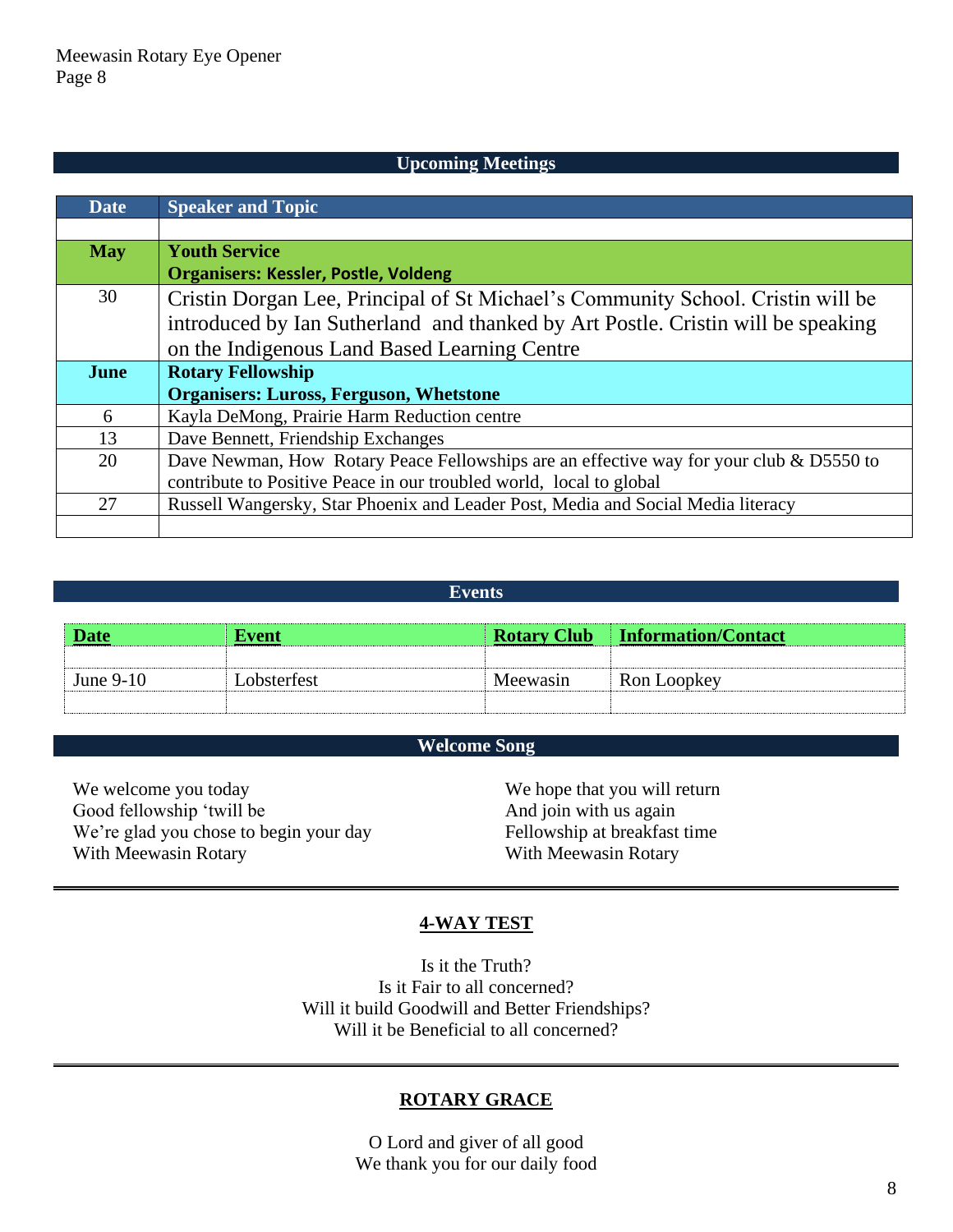## Upcoming Meetings

| Date | Speaker and Topic |
|---|---|
| | |
| **May** | **Youth Service**<br>**Organisers: Kessler, Postle, Voldeng** |
| 30 | Cristin Dorgan Lee, Principal of St Michael's Community School. Cristin will be introduced by Ian Sutherland and thanked by Art Postle. Cristin will be speaking on the Indigenous Land Based Learning Centre |
| **June** | **Rotary Fellowship**<br>**Organisers: Luross, Ferguson, Whetstone** |
| 6 | Kayla DeMong, Prairie Harm Reduction centre |
| 13 | Dave Bennett, Friendship Exchanges |
| 20 | Dave Newman, How Rotary Peace Fellowships are an effective way for your club & D5550 to contribute to Positive Peace in our troubled world, local to global |
| 27 | Russell Wangersky, Star Phoenix and Leader Post, Media and Social Media literacy |
| | |

## Events

| Date | Event | Rotary Club | Information/Contact |
|---|---|---|---|
| | | | |
| June 9-10 | Lobsterfest | Meewasin | Ron Loopkey |
| | | | |

## Welcome Song

We welcome you today
Good fellowship 'twill be
We're glad you chose to begin your day
With Meewasin Rotary

We hope that you will return
And join with us again
Fellowship at breakfast time
With Meewasin Rotary

---

## 4-WAY TEST

Is it the Truth?
Is it Fair to all concerned?
Will it build Goodwill and Better Friendships?
Will it be Beneficial to all concerned?

---

## ROTARY GRACE

O Lord and giver of all good
We thank you for our daily food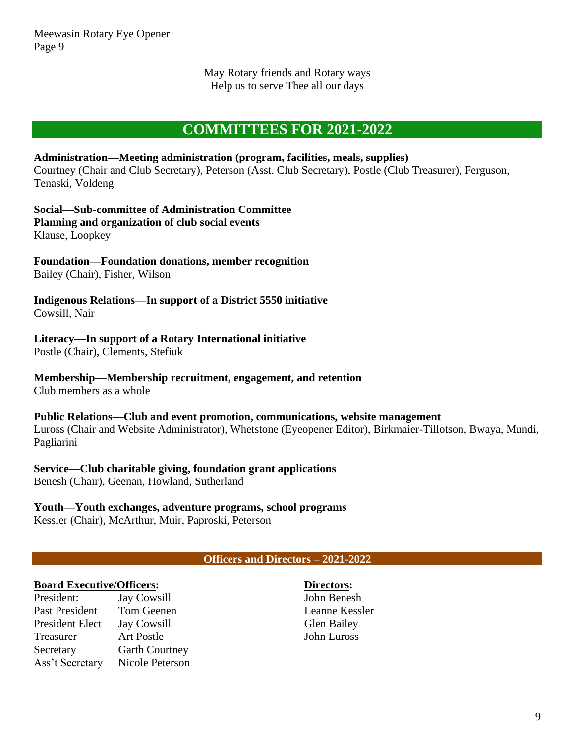May Rotary friends and Rotary ways
Help us to serve Thee all our days

---

## COMMITTEES FOR 2021-2022

**Administration—Meeting administration (program, facilities, meals, supplies)**
Courtney (Chair and Club Secretary), Peterson (Asst. Club Secretary), Postle (Club Treasurer), Ferguson, Tenaski, Voldeng

**Social—Sub-committee of Administration Committee**
**Planning and organization of club social events**
Klause, Loopkey

**Foundation—Foundation donations, member recognition**
Bailey (Chair), Fisher, Wilson

**Indigenous Relations—In support of a District 5550 initiative**
Cowsill, Nair

**Literacy—In support of a Rotary International initiative**
Postle (Chair), Clements, Stefiuk

**Membership—Membership recruitment, engagement, and retention**
Club members as a whole

**Public Relations—Club and event promotion, communications, website management**
Luross (Chair and Website Administrator), Whetstone (Eyeopener Editor), Birkmaier-Tillotson, Bwaya, Mundi, Pagliarini

**Service—Club charitable giving, foundation grant applications**
Benesh (Chair), Geenan, Howland, Sutherland

**Youth—Youth exchanges, adventure programs, school programs**
Kessler (Chair), McArthur, Muir, Paproski, Peterson

### Officers and Directors – 2021-2022

**Board Executive/Officers:**

| | |
|---|---|
| President: | Jay Cowsill |
| Past President | Tom Geenen |
| President Elect | Jay Cowsill |
| Treasurer | Art Postle |
| Secretary | Garth Courtney |
| Ass't Secretary | Nicole Peterson |

**Directors:**
John Benesh
Leanne Kessler
Glen Bailey
John Luross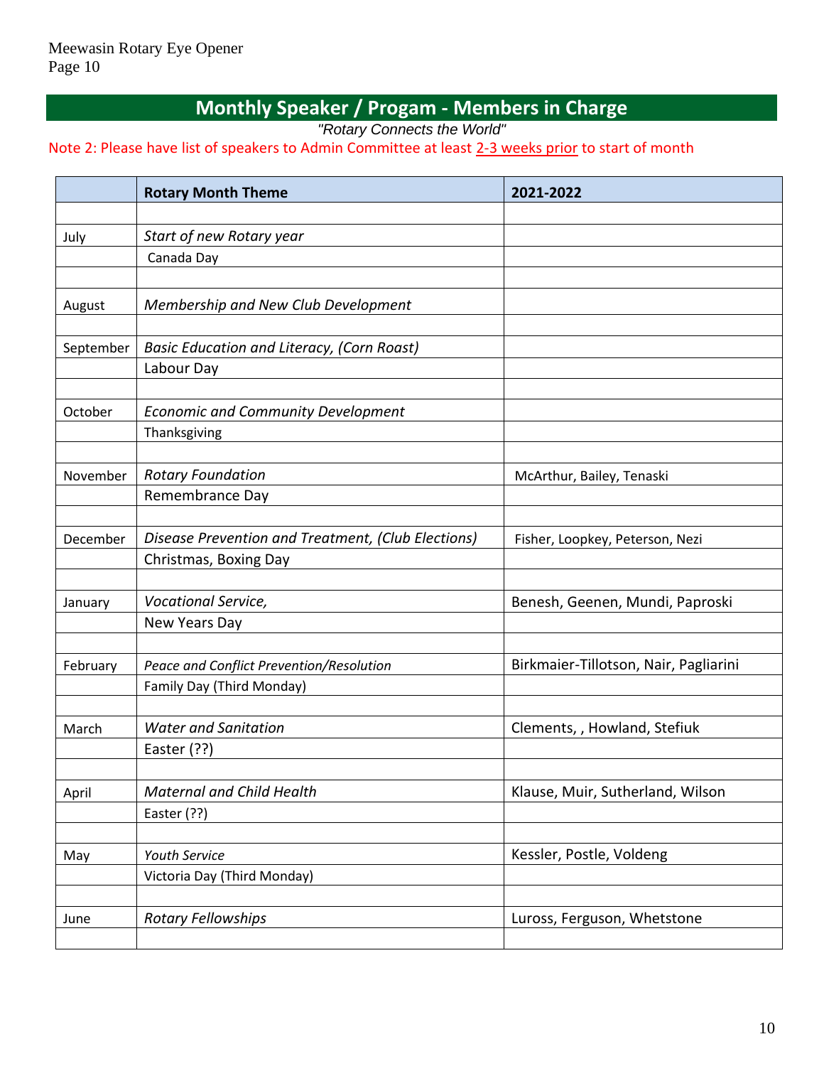## Monthly Speaker / Progam - Members in Charge

*"Rotary Connects the World"*

Note 2: Please have list of speakers to Admin Committee at least 2-3 weeks prior to start of month

| | Rotary Month Theme | 2021-2022 |
|---|---|---|
| | | |
| July | *Start of new Rotary year* | |
| | Canada Day | |
| | | |
| August | *Membership and New Club Development* | |
| | | |
| September | *Basic Education and Literacy, (Corn Roast)* | |
| | Labour Day | |
| | | |
| October | *Economic and Community Development* | |
| | Thanksgiving | |
| | | |
| November | *Rotary Foundation* | McArthur, Bailey, Tenaski |
| | Remembrance Day | |
| | | |
| December | *Disease Prevention and Treatment, (Club Elections)* | Fisher, Loopkey, Peterson, Nezi |
| | Christmas, Boxing Day | |
| | | |
| January | *Vocational Service,* | Benesh, Geenen, Mundi, Paproski |
| | New Years Day | |
| | | |
| February | *Peace and Conflict Prevention/Resolution* | Birkmaier-Tillotson, Nair, Pagliarini |
| | Family Day (Third Monday) | |
| | | |
| March | *Water and Sanitation* | Clements, , Howland, Stefiuk |
| | Easter (??) | |
| | | |
| April | *Maternal and Child Health* | Klause, Muir, Sutherland, Wilson |
| | Easter (??) | |
| | | |
| May | *Youth Service* | Kessler, Postle, Voldeng |
| | Victoria Day (Third Monday) | |
| | | |
| June | *Rotary Fellowships* | Luross, Ferguson, Whetstone |
| | | |